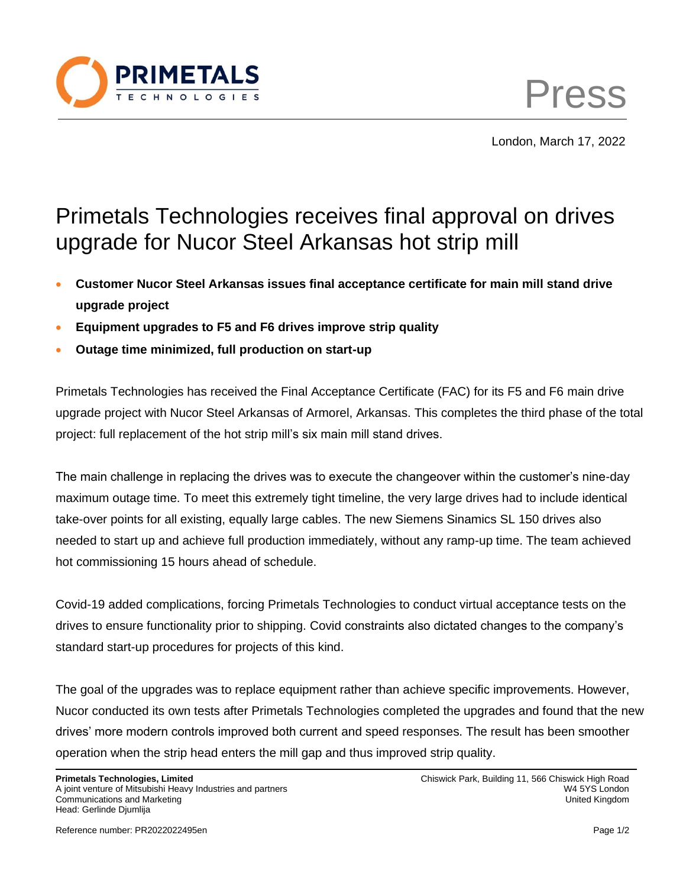Press

London, March 17, 2022

# Primetals Technologies receives final approval on drives upgrade for Nucor Steel Arkansas hot strip mill

- **Customer Nucor Steel Arkansas issues final acceptance certificate for main mill stand drive upgrade project**
- **Equipment upgrades to F5 and F6 drives improve strip quality**
- **Outage time minimized, full production on start-up**

Primetals Technologies has received the Final Acceptance Certificate (FAC) for its F5 and F6 main drive upgrade project with Nucor Steel Arkansas of Armorel, Arkansas. This completes the third phase of the total project: full replacement of the hot strip mill's six main mill stand drives.

The main challenge in replacing the drives was to execute the changeover within the customer's nine-day maximum outage time. To meet this extremely tight timeline, the very large drives had to include identical take-over points for all existing, equally large cables. The new Siemens Sinamics SL 150 drives also needed to start up and achieve full production immediately, without any ramp-up time. The team achieved hot commissioning 15 hours ahead of schedule.

Covid-19 added complications, forcing Primetals Technologies to conduct virtual acceptance tests on the drives to ensure functionality prior to shipping. Covid constraints also dictated changes to the company's standard start-up procedures for projects of this kind.

The goal of the upgrades was to replace equipment rather than achieve specific improvements. However, Nucor conducted its own tests after Primetals Technologies completed the upgrades and found that the new drives' more modern controls improved both current and speed responses. The result has been smoother operation when the strip head enters the mill gap and thus improved strip quality.

**Primetals Technologies, Limited**
A joint venture of Mitsubishi Heavy Industries and partners
Communications and Marketing
Head: Gerlinde Djumlija

Chiswick Park, Building 11, 566 Chiswick High Road
W4 5YS London
United Kingdom

Reference number: PR2022022495en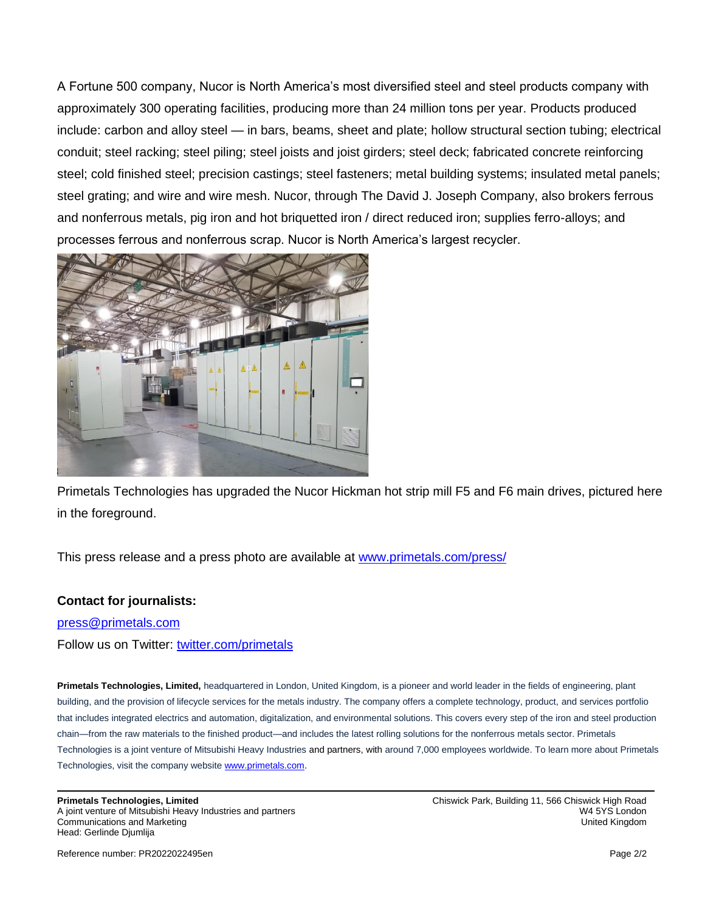A Fortune 500 company, Nucor is North America's most diversified steel and steel products company with approximately 300 operating facilities, producing more than 24 million tons per year. Products produced include: carbon and alloy steel — in bars, beams, sheet and plate; hollow structural section tubing; electrical conduit; steel racking; steel piling; steel joists and joist girders; steel deck; fabricated concrete reinforcing steel; cold finished steel; precision castings; steel fasteners; metal building systems; insulated metal panels; steel grating; and wire and wire mesh. Nucor, through The David J. Joseph Company, also brokers ferrous and nonferrous metals, pig iron and hot briquetted iron / direct reduced iron; supplies ferro-alloys; and processes ferrous and nonferrous scrap. Nucor is North America's largest recycler.

Primetals Technologies has upgraded the Nucor Hickman hot strip mill F5 and F6 main drives, pictured here in the foreground.

This press release and a press photo are available at [www.primetals.com/press/](http://www.primetals.com/press/)

**Contact for journalists:**

[press@primetals.com](mailto:press@primetals.com)

Follow us on Twitter: [twitter.com/primetals](https://twitter.com/primetals)

**Primetals Technologies, Limited,** headquartered in London, United Kingdom, is a pioneer and world leader in the fields of engineering, plant building, and the provision of lifecycle services for the metals industry. The company offers a complete technology, product, and services portfolio that includes integrated electrics and automation, digitalization, and environmental solutions. This covers every step of the iron and steel production chain—from the raw materials to the finished product—and includes the latest rolling solutions for the nonferrous metals sector. Primetals Technologies is a joint venture of Mitsubishi Heavy Industries and partners, with around 7,000 employees worldwide. To learn more about Primetals Technologies, visit the company website [www.primetals.com](http://www.primetals.com).

**Primetals Technologies, Limited**
A joint venture of Mitsubishi Heavy Industries and partners
Communications and Marketing
Head: Gerlinde Djumlija

Chiswick Park, Building 11, 566 Chiswick High Road
W4 5YS London
United Kingdom

Reference number: PR2022022495en